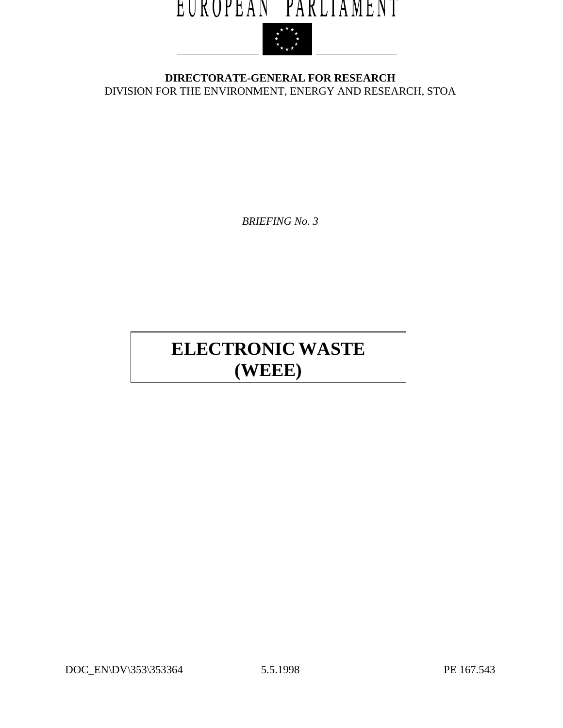EUROPEAN PARLIAMENT

**DIRECTORATE-GENERAL FOR RESEARCH**
DIVISION FOR THE ENVIRONMENT, ENERGY AND RESEARCH, STOA

*BRIEFING No. 3*

# ELECTRONIC WASTE (WEEE)

DOC_EN\DV\353\353364 5.5.1998 PE 167.543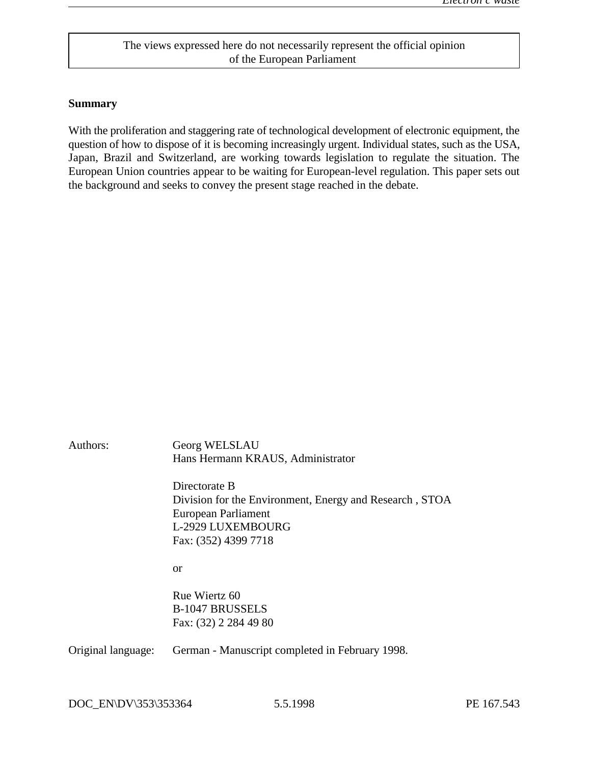The views expressed here do not necessarily represent the official opinion of the European Parliament

**Summary**

With the proliferation and staggering rate of technological development of electronic equipment, the question of how to dispose of it is becoming increasingly urgent. Individual states, such as the USA, Japan, Brazil and Switzerland, are working towards legislation to regulate the situation. The European Union countries appear to be waiting for European-level regulation. This paper sets out the background and seeks to convey the present stage reached in the debate.

Authors: Georg WELSLAU
Hans Hermann KRAUS, Administrator

Directorate B
Division for the Environment, Energy and Research , STOA
European Parliament
L-2929 LUXEMBOURG
Fax: (352) 4399 7718

or

Rue Wiertz 60
B-1047 BRUSSELS
Fax: (32) 2 284 49 80

Original language: German - Manuscript completed in February 1998.

DOC_EN\DV\353\353364 5.5.1998 PE 167.543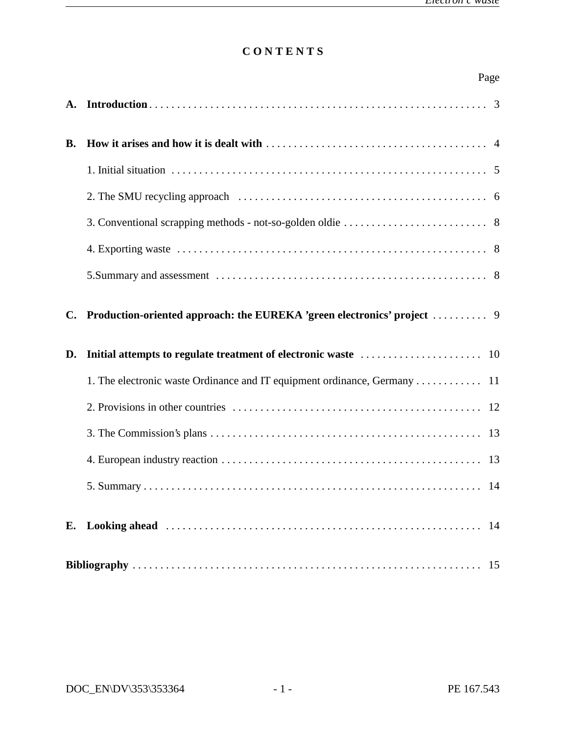# CONTENTS

| | Page |
|---|---|
| **A. Introduction** | 3 |
| **B. How it arises and how it is dealt with** | 4 |
| 1. Initial situation | 5 |
| 2. The SMU recycling approach | 6 |
| 3. Conventional scrapping methods - not-so-golden oldie | 8 |
| 4. Exporting waste | 8 |
| 5.Summary and assessment | 8 |
| **C. Production-oriented approach: the EUREKA 'green electronics' project** | 9 |
| **D. Initial attempts to regulate treatment of electronic waste** | 10 |
| 1. The electronic waste Ordinance and IT equipment ordinance, Germany | 11 |
| 2. Provisions in other countries | 12 |
| 3. The Commission's plans | 13 |
| 4. European industry reaction | 13 |
| 5. Summary | 14 |
| **E. Looking ahead** | 14 |
| **Bibliography** | 15 |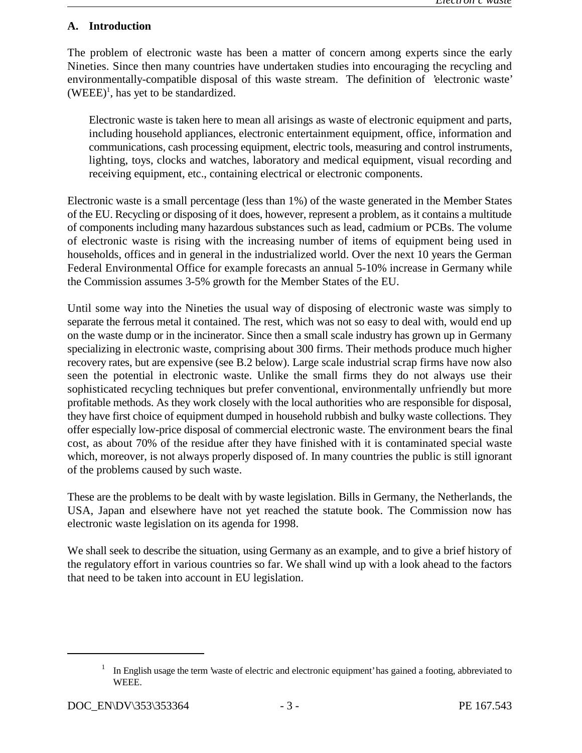## A. Introduction

The problem of electronic waste has been a matter of concern among experts since the early Nineties. Since then many countries have undertaken studies into encouraging the recycling and environmentally-compatible disposal of this waste stream. The definition of 'electronic waste' (WEEE)[1], has yet to be standardized.

> Electronic waste is taken here to mean all arisings as waste of electronic equipment and parts, including household appliances, electronic entertainment equipment, office, information and communications, cash processing equipment, electric tools, measuring and control instruments, lighting, toys, clocks and watches, laboratory and medical equipment, visual recording and receiving equipment, etc., containing electrical or electronic components.

Electronic waste is a small percentage (less than 1%) of the waste generated in the Member States of the EU. Recycling or disposing of it does, however, represent a problem, as it contains a multitude of components including many hazardous substances such as lead, cadmium or PCBs. The volume of electronic waste is rising with the increasing number of items of equipment being used in households, offices and in general in the industrialized world. Over the next 10 years the German Federal Environmental Office for example forecasts an annual 5-10% increase in Germany while the Commission assumes 3-5% growth for the Member States of the EU.

Until some way into the Nineties the usual way of disposing of electronic waste was simply to separate the ferrous metal it contained. The rest, which was not so easy to deal with, would end up on the waste dump or in the incinerator. Since then a small scale industry has grown up in Germany specializing in electronic waste, comprising about 300 firms. Their methods produce much higher recovery rates, but are expensive (see B.2 below). Large scale industrial scrap firms have now also seen the potential in electronic waste. Unlike the small firms they do not always use their sophisticated recycling techniques but prefer conventional, environmentally unfriendly but more profitable methods. As they work closely with the local authorities who are responsible for disposal, they have first choice of equipment dumped in household rubbish and bulky waste collections. They offer especially low-price disposal of commercial electronic waste. The environment bears the final cost, as about 70% of the residue after they have finished with it is contaminated special waste which, moreover, is not always properly disposed of. In many countries the public is still ignorant of the problems caused by such waste.

These are the problems to be dealt with by waste legislation. Bills in Germany, the Netherlands, the USA, Japan and elsewhere have not yet reached the statute book. The Commission now has electronic waste legislation on its agenda for 1998.

We shall seek to describe the situation, using Germany as an example, and to give a brief history of the regulatory effort in various countries so far. We shall wind up with a look ahead to the factors that need to be taken into account in EU legislation.

---

[1] In English usage the term 'waste of electric and electronic equipment' has gained a footing, abbreviated to WEEE.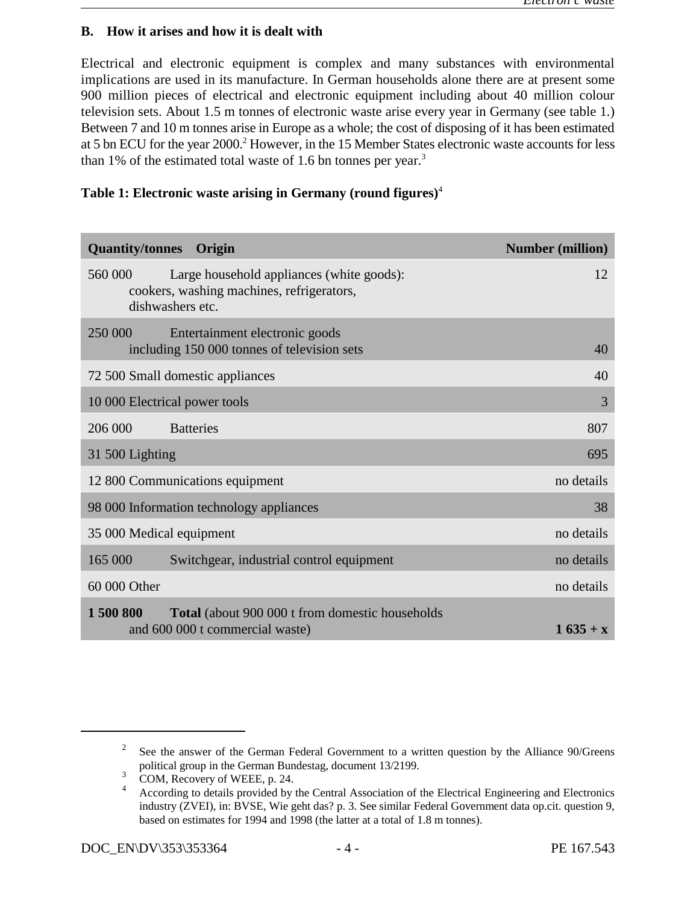## B. How it arises and how it is dealt with

Electrical and electronic equipment is complex and many substances with environmental implications are used in its manufacture. In German households alone there are at present some 900 million pieces of electrical and electronic equipment including about 40 million colour television sets. About 1.5 m tonnes of electronic waste arise every year in Germany (see table 1.) Between 7 and 10 m tonnes arise in Europe as a whole; the cost of disposing of it has been estimated at 5 bn ECU for the year 2000.[2] However, in the 15 Member States electronic waste accounts for less than 1% of the estimated total waste of 1.6 bn tonnes per year.[3]

**Table 1: Electronic waste arising in Germany (round figures)**[4]

| Quantity/tonnes | Origin | Number (million) |
|---|---|---|
| 560 000 | Large household appliances (white goods): cookers, washing machines, refrigerators, dishwashers etc. | 12 |
| 250 000 | Entertainment electronic goods including 150 000 tonnes of television sets | 40 |
| 72 500 | Small domestic appliances | 40 |
| 10 000 | Electrical power tools | 3 |
| 206 000 | Batteries | 807 |
| 31 500 | Lighting | 695 |
| 12 800 | Communications equipment | no details |
| 98 000 | Information technology appliances | 38 |
| 35 000 | Medical equipment | no details |
| 165 000 | Switchgear, industrial control equipment | no details |
| 60 000 | Other | no details |
| **1 500 800** | **Total** (about 900 000 t from domestic households and 600 000 t commercial waste) | **1 635 + x** |

---

[2] See the answer of the German Federal Government to a written question by the Alliance 90/Greens political group in the German Bundestag, document 13/2199.

[3] COM, Recovery of WEEE, p. 24.

[4] According to details provided by the Central Association of the Electrical Engineering and Electronics industry (ZVEI), in: BVSE, Wie geht das? p. 3. See similar Federal Government data op.cit. question 9, based on estimates for 1994 and 1998 (the latter at a total of 1.8 m tonnes).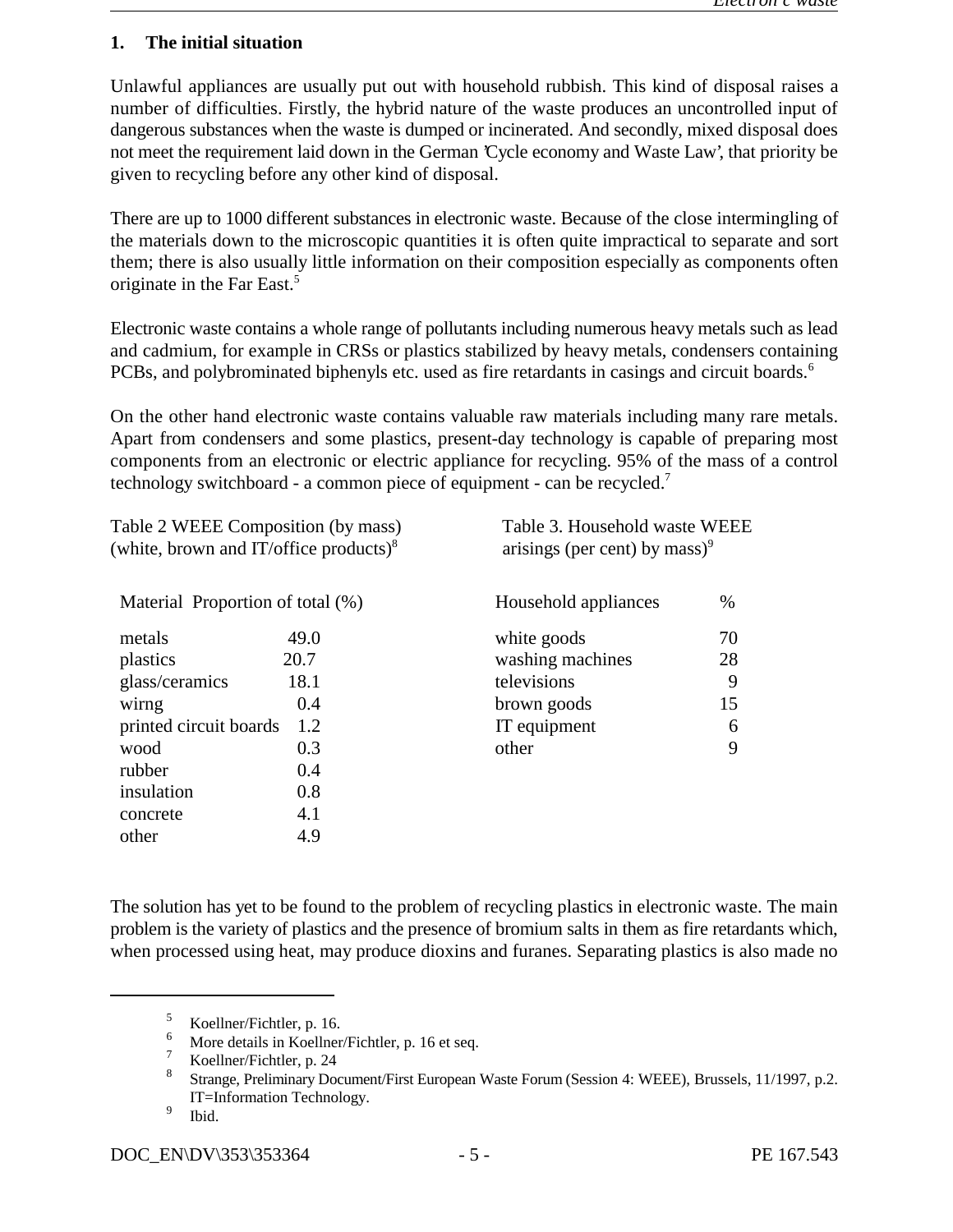## 1. The initial situation

Unlawful appliances are usually put out with household rubbish. This kind of disposal raises a number of difficulties. Firstly, the hybrid nature of the waste produces an uncontrolled input of dangerous substances when the waste is dumped or incinerated. And secondly, mixed disposal does not meet the requirement laid down in the German 'Cycle economy and Waste Law', that priority be given to recycling before any other kind of disposal.

There are up to 1000 different substances in electronic waste. Because of the close intermingling of the materials down to the microscopic quantities it is often quite impractical to separate and sort them; there is also usually little information on their composition especially as components often originate in the Far East.[5]

Electronic waste contains a whole range of pollutants including numerous heavy metals such as lead and cadmium, for example in CRSs or plastics stabilized by heavy metals, condensers containing PCBs, and polybrominated biphenyls etc. used as fire retardants in casings and circuit boards.[6]

On the other hand electronic waste contains valuable raw materials including many rare metals. Apart from condensers and some plastics, present-day technology is capable of preparing most components from an electronic or electric appliance for recycling. 95% of the mass of a control technology switchboard - a common piece of equipment - can be recycled.[7]

Table 2 WEEE Composition (by mass) (white, brown and IT/office products)[8]

| Material | Proportion of total (%) |
|---|---|
| metals | 49.0 |
| plastics | 20.7 |
| glass/ceramics | 18.1 |
| wirng | 0.4 |
| printed circuit boards | 1.2 |
| wood | 0.3 |
| rubber | 0.4 |
| insulation | 0.8 |
| concrete | 4.1 |
| other | 4.9 |

Table 3. Household waste WEEE arisings (per cent) by mass)[9]

| Household appliances | % |
|---|---|
| white goods | 70 |
| washing machines | 28 |
| televisions | 9 |
| brown goods | 15 |
| IT equipment | 6 |
| other | 9 |

The solution has yet to be found to the problem of recycling plastics in electronic waste. The main problem is the variety of plastics and the presence of bromium salts in them as fire retardants which, when processed using heat, may produce dioxins and furanes. Separating plastics is also made no

---

5 Koellner/Fichtler, p. 16.

6 More details in Koellner/Fichtler, p. 16 et seq.

7 Koellner/Fichtler, p. 24

8 Strange, Preliminary Document/First European Waste Forum (Session 4: WEEE), Brussels, 11/1997, p.2. IT=Information Technology.

9 Ibid.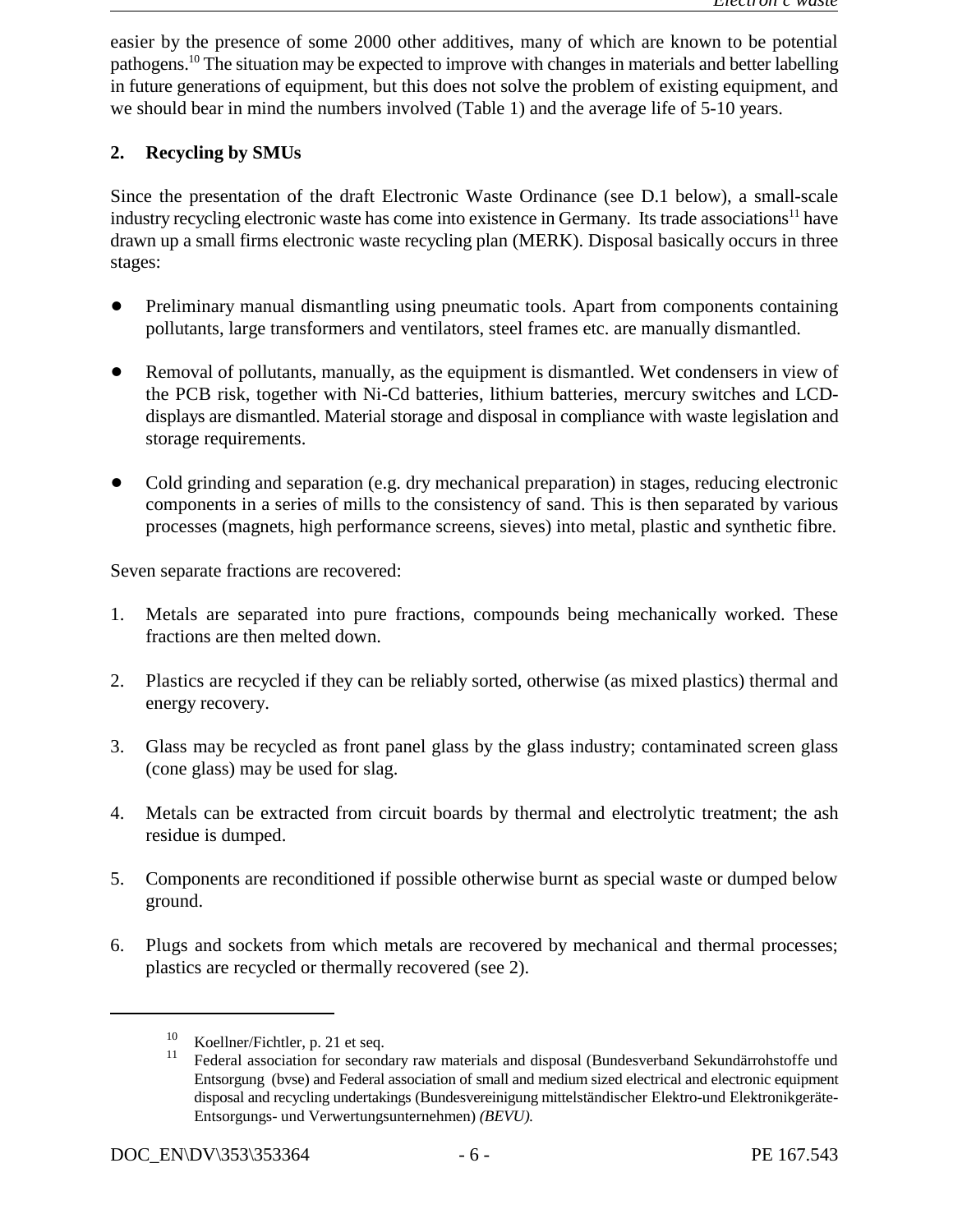easier by the presence of some 2000 other additives, many of which are known to be potential pathogens.[10] The situation may be expected to improve with changes in materials and better labelling in future generations of equipment, but this does not solve the problem of existing equipment, and we should bear in mind the numbers involved (Table 1) and the average life of 5-10 years.

## 2. Recycling by SMUs

Since the presentation of the draft Electronic Waste Ordinance (see D.1 below), a small-scale industry recycling electronic waste has come into existence in Germany. Its trade associations[11] have drawn up a small firms electronic waste recycling plan (MERK). Disposal basically occurs in three stages:

- Preliminary manual dismantling using pneumatic tools. Apart from components containing pollutants, large transformers and ventilators, steel frames etc. are manually dismantled.

- Removal of pollutants, manually, as the equipment is dismantled. Wet condensers in view of the PCB risk, together with Ni-Cd batteries, lithium batteries, mercury switches and LCD-displays are dismantled. Material storage and disposal in compliance with waste legislation and storage requirements.

- Cold grinding and separation (e.g. dry mechanical preparation) in stages, reducing electronic components in a series of mills to the consistency of sand. This is then separated by various processes (magnets, high performance screens, sieves) into metal, plastic and synthetic fibre.

Seven separate fractions are recovered:

1. Metals are separated into pure fractions, compounds being mechanically worked. These fractions are then melted down.

2. Plastics are recycled if they can be reliably sorted, otherwise (as mixed plastics) thermal and energy recovery.

3. Glass may be recycled as front panel glass by the glass industry; contaminated screen glass (cone glass) may be used for slag.

4. Metals can be extracted from circuit boards by thermal and electrolytic treatment; the ash residue is dumped.

5. Components are reconditioned if possible otherwise burnt as special waste or dumped below ground.

6. Plugs and sockets from which metals are recovered by mechanical and thermal processes; plastics are recycled or thermally recovered (see 2).

---

[10] Koellner/Fichtler, p. 21 et seq.

[11] Federal association for secondary raw materials and disposal (Bundesverband Sekundärrohstoffe und Entsorgung (bvse) and Federal association of small and medium sized electrical and electronic equipment disposal and recycling undertakings (Bundesvereinigung mittelständischer Elektro-und Elektronikgeräte-Entsorgungs- und Verwertungsunternehmen) *(BEVU).*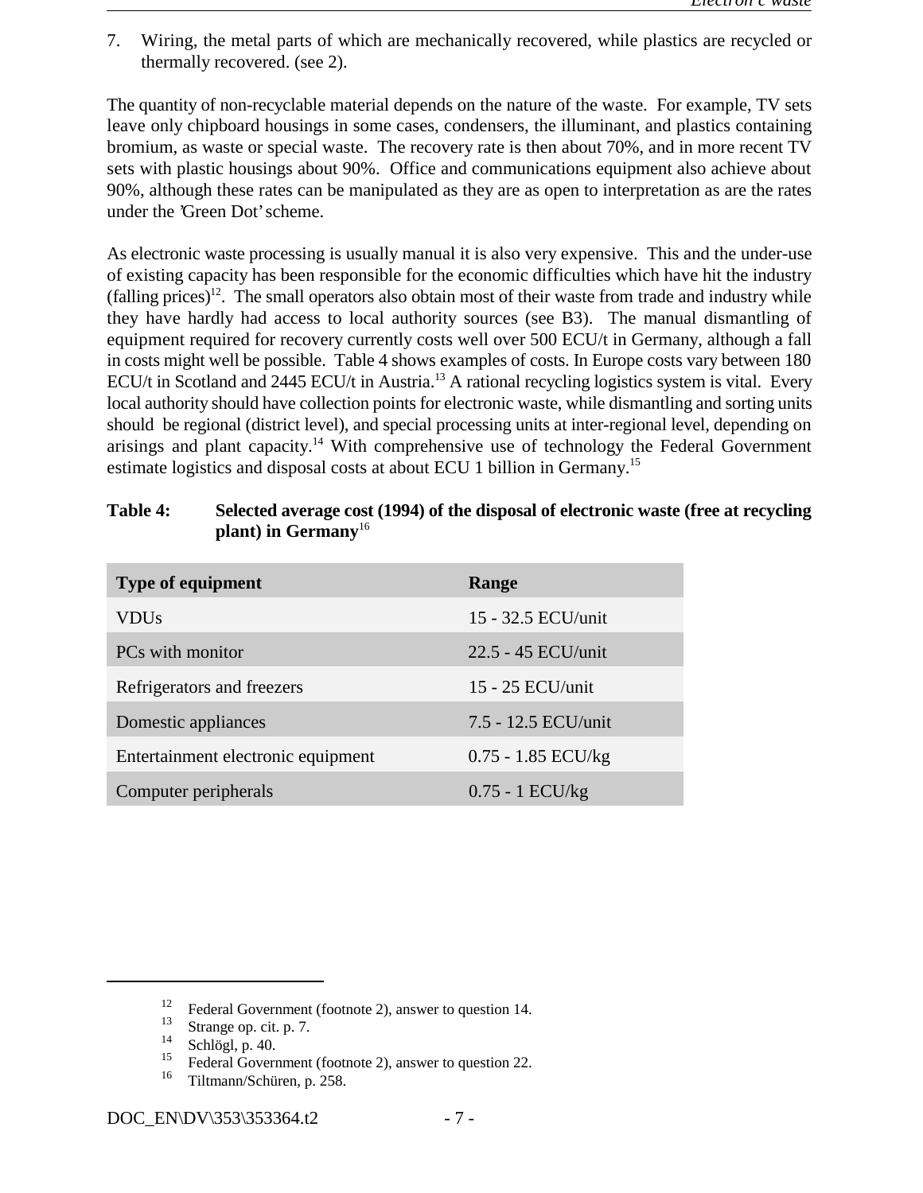7. Wiring, the metal parts of which are mechanically recovered, while plastics are recycled or thermally recovered. (see 2).

The quantity of non-recyclable material depends on the nature of the waste. For example, TV sets leave only chipboard housings in some cases, condensers, the illuminant, and plastics containing bromium, as waste or special waste. The recovery rate is then about 70%, and in more recent TV sets with plastic housings about 90%. Office and communications equipment also achieve about 90%, although these rates can be manipulated as they are as open to interpretation as are the rates under the 'Green Dot' scheme.

As electronic waste processing is usually manual it is also very expensive. This and the under-use of existing capacity has been responsible for the economic difficulties which have hit the industry (falling prices)[12]. The small operators also obtain most of their waste from trade and industry while they have hardly had access to local authority sources (see B3). The manual dismantling of equipment required for recovery currently costs well over 500 ECU/t in Germany, although a fall in costs might well be possible. Table 4 shows examples of costs. In Europe costs vary between 180 ECU/t in Scotland and 2445 ECU/t in Austria.[13] A rational recycling logistics system is vital. Every local authority should have collection points for electronic waste, while dismantling and sorting units should be regional (district level), and special processing units at inter-regional level, depending on arisings and plant capacity.[14] With comprehensive use of technology the Federal Government estimate logistics and disposal costs at about ECU 1 billion in Germany.[15]

**Table 4: Selected average cost (1994) of the disposal of electronic waste (free at recycling plant) in Germany**[16]

| Type of equipment | Range |
|---|---|
| VDUs | 15 - 32.5 ECU/unit |
| PCs with monitor | 22.5 - 45 ECU/unit |
| Refrigerators and freezers | 15 - 25 ECU/unit |
| Domestic appliances | 7.5 - 12.5 ECU/unit |
| Entertainment electronic equipment | 0.75 - 1.85 ECU/kg |
| Computer peripherals | 0.75 - 1 ECU/kg |

---

[12] Federal Government (footnote 2), answer to question 14.

[13] Strange op. cit. p. 7.

[14] Schlögl, p. 40.

[15] Federal Government (footnote 2), answer to question 22.

[16] Tiltmann/Schüren, p. 258.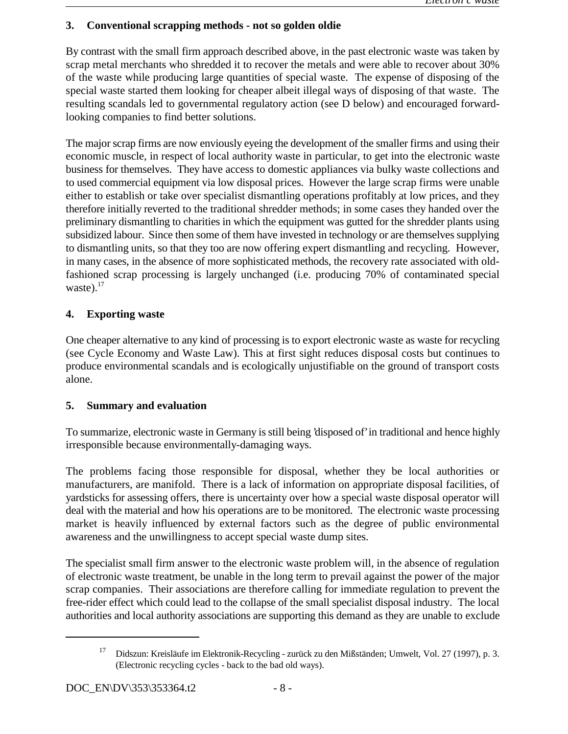### 3. Conventional scrapping methods - not so golden oldie

By contrast with the small firm approach described above, in the past electronic waste was taken by scrap metal merchants who shredded it to recover the metals and were able to recover about 30% of the waste while producing large quantities of special waste. The expense of disposing of the special waste started them looking for cheaper albeit illegal ways of disposing of that waste. The resulting scandals led to governmental regulatory action (see D below) and encouraged forward-looking companies to find better solutions.

The major scrap firms are now enviously eyeing the development of the smaller firms and using their economic muscle, in respect of local authority waste in particular, to get into the electronic waste business for themselves. They have access to domestic appliances via bulky waste collections and to used commercial equipment via low disposal prices. However the large scrap firms were unable either to establish or take over specialist dismantling operations profitably at low prices, and they therefore initially reverted to the traditional shredder methods; in some cases they handed over the preliminary dismantling to charities in which the equipment was gutted for the shredder plants using subsidized labour. Since then some of them have invested in technology or are themselves supplying to dismantling units, so that they too are now offering expert dismantling and recycling. However, in many cases, in the absence of more sophisticated methods, the recovery rate associated with old-fashioned scrap processing is largely unchanged (i.e. producing 70% of contaminated special waste).[17]

### 4. Exporting waste

One cheaper alternative to any kind of processing is to export electronic waste as waste for recycling (see Cycle Economy and Waste Law). This at first sight reduces disposal costs but continues to produce environmental scandals and is ecologically unjustifiable on the ground of transport costs alone.

### 5. Summary and evaluation

To summarize, electronic waste in Germany is still being 'disposed of' in traditional and hence highly irresponsible because environmentally-damaging ways.

The problems facing those responsible for disposal, whether they be local authorities or manufacturers, are manifold. There is a lack of information on appropriate disposal facilities, of yardsticks for assessing offers, there is uncertainty over how a special waste disposal operator will deal with the material and how his operations are to be monitored. The electronic waste processing market is heavily influenced by external factors such as the degree of public environmental awareness and the unwillingness to accept special waste dump sites.

The specialist small firm answer to the electronic waste problem will, in the absence of regulation of electronic waste treatment, be unable in the long term to prevail against the power of the major scrap companies. Their associations are therefore calling for immediate regulation to prevent the free-rider effect which could lead to the collapse of the small specialist disposal industry. The local authorities and local authority associations are supporting this demand as they are unable to exclude

---

[17] Didszun: Kreisläufe im Elektronik-Recycling - zurück zu den Mißständen; Umwelt, Vol. 27 (1997), p. 3. (Electronic recycling cycles - back to the bad old ways).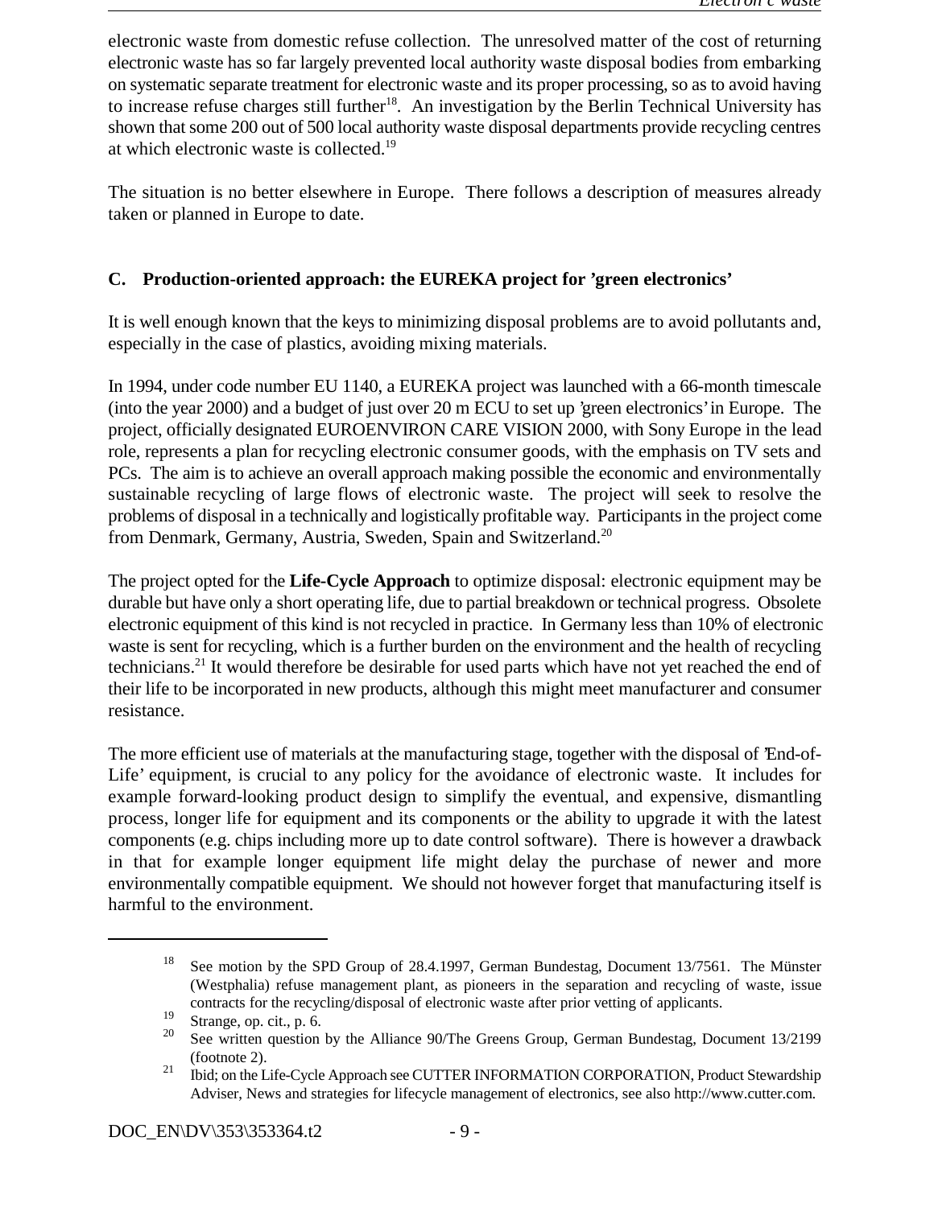electronic waste from domestic refuse collection. The unresolved matter of the cost of returning electronic waste has so far largely prevented local authority waste disposal bodies from embarking on systematic separate treatment for electronic waste and its proper processing, so as to avoid having to increase refuse charges still further[18]. An investigation by the Berlin Technical University has shown that some 200 out of 500 local authority waste disposal departments provide recycling centres at which electronic waste is collected.[19]

The situation is no better elsewhere in Europe. There follows a description of measures already taken or planned in Europe to date.

## C. Production-oriented approach: the EUREKA project for 'green electronics'

It is well enough known that the keys to minimizing disposal problems are to avoid pollutants and, especially in the case of plastics, avoiding mixing materials.

In 1994, under code number EU 1140, a EUREKA project was launched with a 66-month timescale (into the year 2000) and a budget of just over 20 m ECU to set up 'green electronics' in Europe. The project, officially designated EUROENVIRON CARE VISION 2000, with Sony Europe in the lead role, represents a plan for recycling electronic consumer goods, with the emphasis on TV sets and PCs. The aim is to achieve an overall approach making possible the economic and environmentally sustainable recycling of large flows of electronic waste. The project will seek to resolve the problems of disposal in a technically and logistically profitable way. Participants in the project come from Denmark, Germany, Austria, Sweden, Spain and Switzerland.[20]

The project opted for the **Life-Cycle Approach** to optimize disposal: electronic equipment may be durable but have only a short operating life, due to partial breakdown or technical progress. Obsolete electronic equipment of this kind is not recycled in practice. In Germany less than 10% of electronic waste is sent for recycling, which is a further burden on the environment and the health of recycling technicians.[21] It would therefore be desirable for used parts which have not yet reached the end of their life to be incorporated in new products, although this might meet manufacturer and consumer resistance.

The more efficient use of materials at the manufacturing stage, together with the disposal of 'End-of-Life' equipment, is crucial to any policy for the avoidance of electronic waste. It includes for example forward-looking product design to simplify the eventual, and expensive, dismantling process, longer life for equipment and its components or the ability to upgrade it with the latest components (e.g. chips including more up to date control software). There is however a drawback in that for example longer equipment life might delay the purchase of newer and more environmentally compatible equipment. We should not however forget that manufacturing itself is harmful to the environment.

---

[18] See motion by the SPD Group of 28.4.1997, German Bundestag, Document 13/7561. The Münster (Westphalia) refuse management plant, as pioneers in the separation and recycling of waste, issue contracts for the recycling/disposal of electronic waste after prior vetting of applicants.

[19] Strange, op. cit., p. 6.

[20] See written question by the Alliance 90/The Greens Group, German Bundestag, Document 13/2199 (footnote 2).

[21] Ibid; on the Life-Cycle Approach see CUTTER INFORMATION CORPORATION, Product Stewardship Adviser, News and strategies for lifecycle management of electronics, see also http://www.cutter.com.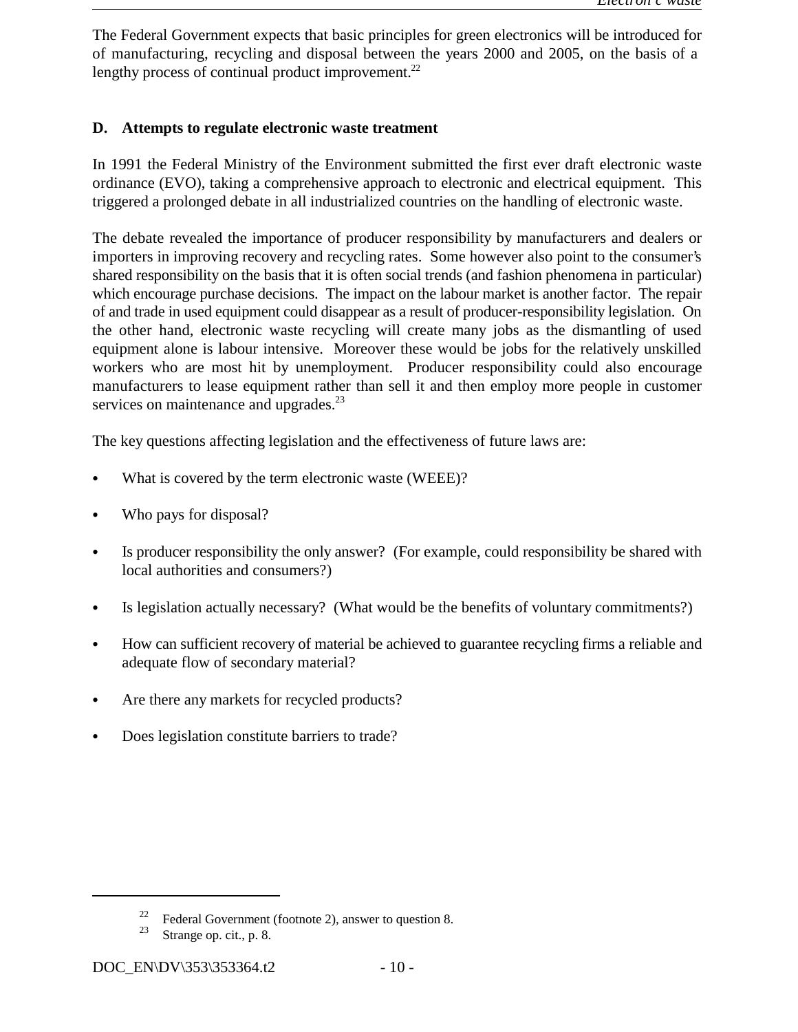The Federal Government expects that basic principles for green electronics will be introduced for of manufacturing, recycling and disposal between the years 2000 and 2005, on the basis of a lengthy process of continual product improvement.[22]

### D. Attempts to regulate electronic waste treatment

In 1991 the Federal Ministry of the Environment submitted the first ever draft electronic waste ordinance (EVO), taking a comprehensive approach to electronic and electrical equipment. This triggered a prolonged debate in all industrialized countries on the handling of electronic waste.

The debate revealed the importance of producer responsibility by manufacturers and dealers or importers in improving recovery and recycling rates. Some however also point to the consumer's shared responsibility on the basis that it is often social trends (and fashion phenomena in particular) which encourage purchase decisions. The impact on the labour market is another factor. The repair of and trade in used equipment could disappear as a result of producer-responsibility legislation. On the other hand, electronic waste recycling will create many jobs as the dismantling of used equipment alone is labour intensive. Moreover these would be jobs for the relatively unskilled workers who are most hit by unemployment. Producer responsibility could also encourage manufacturers to lease equipment rather than sell it and then employ more people in customer services on maintenance and upgrades.[23]

The key questions affecting legislation and the effectiveness of future laws are:

- What is covered by the term electronic waste (WEEE)?
- Who pays for disposal?
- Is producer responsibility the only answer? (For example, could responsibility be shared with local authorities and consumers?)
- Is legislation actually necessary? (What would be the benefits of voluntary commitments?)
- How can sufficient recovery of material be achieved to guarantee recycling firms a reliable and adequate flow of secondary material?
- Are there any markets for recycled products?
- Does legislation constitute barriers to trade?

---

[22] Federal Government (footnote 2), answer to question 8.

[23] Strange op. cit., p. 8.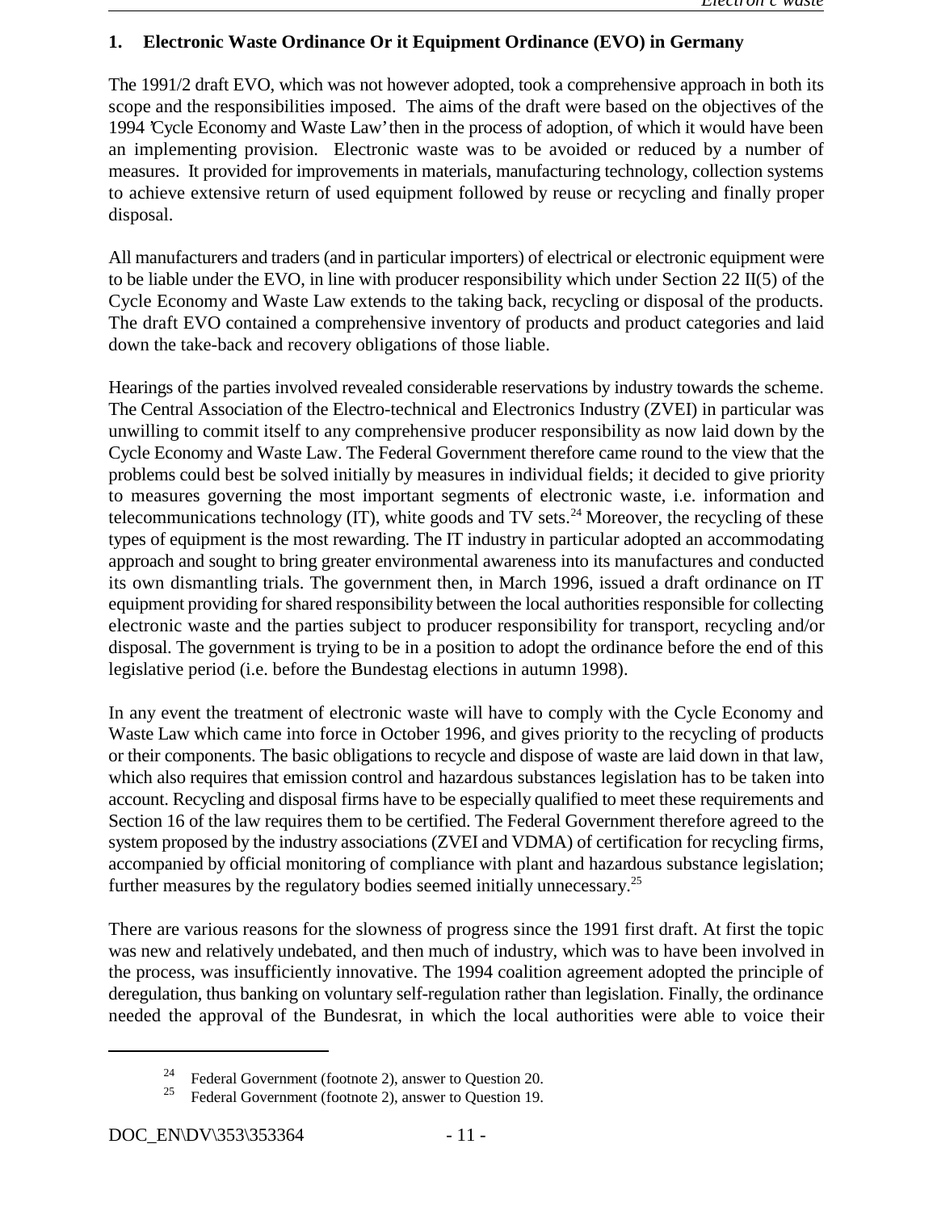## 1. Electronic Waste Ordinance Or it Equipment Ordinance (EVO) in Germany

The 1991/2 draft EVO, which was not however adopted, took a comprehensive approach in both its scope and the responsibilities imposed. The aims of the draft were based on the objectives of the 1994 'Cycle Economy and Waste Law' then in the process of adoption, of which it would have been an implementing provision. Electronic waste was to be avoided or reduced by a number of measures. It provided for improvements in materials, manufacturing technology, collection systems to achieve extensive return of used equipment followed by reuse or recycling and finally proper disposal.

All manufacturers and traders (and in particular importers) of electrical or electronic equipment were to be liable under the EVO, in line with producer responsibility which under Section 22 II(5) of the Cycle Economy and Waste Law extends to the taking back, recycling or disposal of the products. The draft EVO contained a comprehensive inventory of products and product categories and laid down the take-back and recovery obligations of those liable.

Hearings of the parties involved revealed considerable reservations by industry towards the scheme. The Central Association of the Electro-technical and Electronics Industry (ZVEI) in particular was unwilling to commit itself to any comprehensive producer responsibility as now laid down by the Cycle Economy and Waste Law. The Federal Government therefore came round to the view that the problems could best be solved initially by measures in individual fields; it decided to give priority to measures governing the most important segments of electronic waste, i.e. information and telecommunications technology (IT), white goods and TV sets.[24] Moreover, the recycling of these types of equipment is the most rewarding. The IT industry in particular adopted an accommodating approach and sought to bring greater environmental awareness into its manufactures and conducted its own dismantling trials. The government then, in March 1996, issued a draft ordinance on IT equipment providing for shared responsibility between the local authorities responsible for collecting electronic waste and the parties subject to producer responsibility for transport, recycling and/or disposal. The government is trying to be in a position to adopt the ordinance before the end of this legislative period (i.e. before the Bundestag elections in autumn 1998).

In any event the treatment of electronic waste will have to comply with the Cycle Economy and Waste Law which came into force in October 1996, and gives priority to the recycling of products or their components. The basic obligations to recycle and dispose of waste are laid down in that law, which also requires that emission control and hazardous substances legislation has to be taken into account. Recycling and disposal firms have to be especially qualified to meet these requirements and Section 16 of the law requires them to be certified. The Federal Government therefore agreed to the system proposed by the industry associations (ZVEI and VDMA) of certification for recycling firms, accompanied by official monitoring of compliance with plant and hazardous substance legislation; further measures by the regulatory bodies seemed initially unnecessary.[25]

There are various reasons for the slowness of progress since the 1991 first draft. At first the topic was new and relatively undebated, and then much of industry, which was to have been involved in the process, was insufficiently innovative. The 1994 coalition agreement adopted the principle of deregulation, thus banking on voluntary self-regulation rather than legislation. Finally, the ordinance needed the approval of the Bundesrat, in which the local authorities were able to voice their

---

[24] Federal Government (footnote 2), answer to Question 20.

[25] Federal Government (footnote 2), answer to Question 19.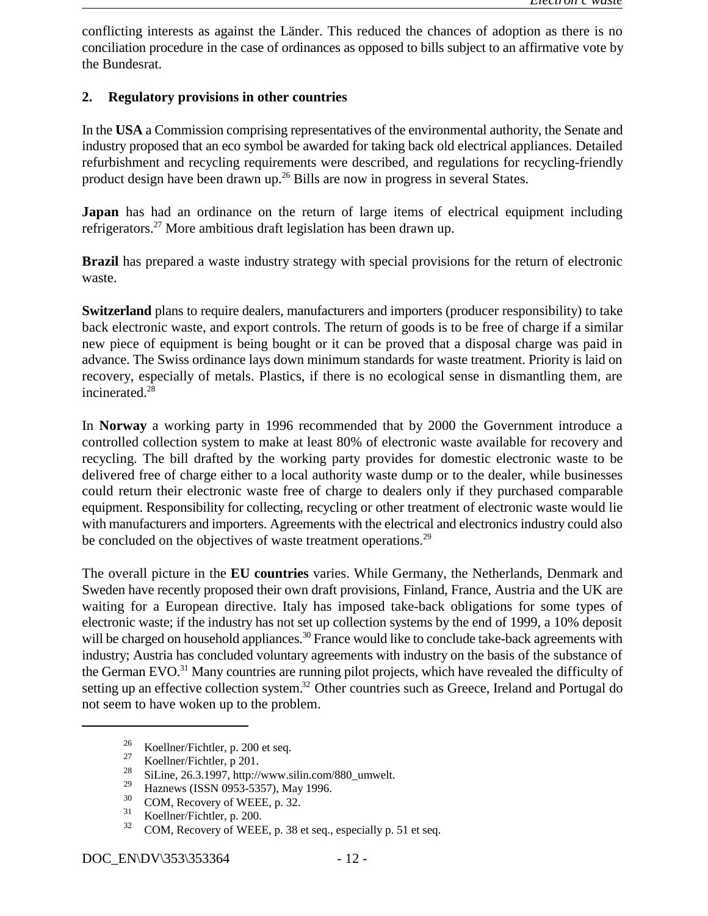conflicting interests as against the Länder. This reduced the chances of adoption as there is no conciliation procedure in the case of ordinances as opposed to bills subject to an affirmative vote by the Bundesrat.

## 2. Regulatory provisions in other countries

In the **USA** a Commission comprising representatives of the environmental authority, the Senate and industry proposed that an eco symbol be awarded for taking back old electrical appliances. Detailed refurbishment and recycling requirements were described, and regulations for recycling-friendly product design have been drawn up.[26] Bills are now in progress in several States.

**Japan** has had an ordinance on the return of large items of electrical equipment including refrigerators.[27] More ambitious draft legislation has been drawn up.

**Brazil** has prepared a waste industry strategy with special provisions for the return of electronic waste.

**Switzerland** plans to require dealers, manufacturers and importers (producer responsibility) to take back electronic waste, and export controls. The return of goods is to be free of charge if a similar new piece of equipment is being bought or it can be proved that a disposal charge was paid in advance. The Swiss ordinance lays down minimum standards for waste treatment. Priority is laid on recovery, especially of metals. Plastics, if there is no ecological sense in dismantling them, are incinerated.[28]

In **Norway** a working party in 1996 recommended that by 2000 the Government introduce a controlled collection system to make at least 80% of electronic waste available for recovery and recycling. The bill drafted by the working party provides for domestic electronic waste to be delivered free of charge either to a local authority waste dump or to the dealer, while businesses could return their electronic waste free of charge to dealers only if they purchased comparable equipment. Responsibility for collecting, recycling or other treatment of electronic waste would lie with manufacturers and importers. Agreements with the electrical and electronics industry could also be concluded on the objectives of waste treatment operations.[29]

The overall picture in the **EU countries** varies. While Germany, the Netherlands, Denmark and Sweden have recently proposed their own draft provisions, Finland, France, Austria and the UK are waiting for a European directive. Italy has imposed take-back obligations for some types of electronic waste; if the industry has not set up collection systems by the end of 1999, a 10% deposit will be charged on household appliances.[30] France would like to conclude take-back agreements with industry; Austria has concluded voluntary agreements with industry on the basis of the substance of the German EVO.[31] Many countries are running pilot projects, which have revealed the difficulty of setting up an effective collection system.[32] Other countries such as Greece, Ireland and Portugal do not seem to have woken up to the problem.

---

[26] Koellner/Fichtler, p. 200 et seq.

[27] Koellner/Fichtler, p 201.

[28] SiLine, 26.3.1997, http://www.silin.com/880_umwelt.

[29] Haznews (ISSN 0953-5357), May 1996.

[30] COM, Recovery of WEEE, p. 32.

[31] Koellner/Fichtler, p. 200.

[32] COM, Recovery of WEEE, p. 38 et seq., especially p. 51 et seq.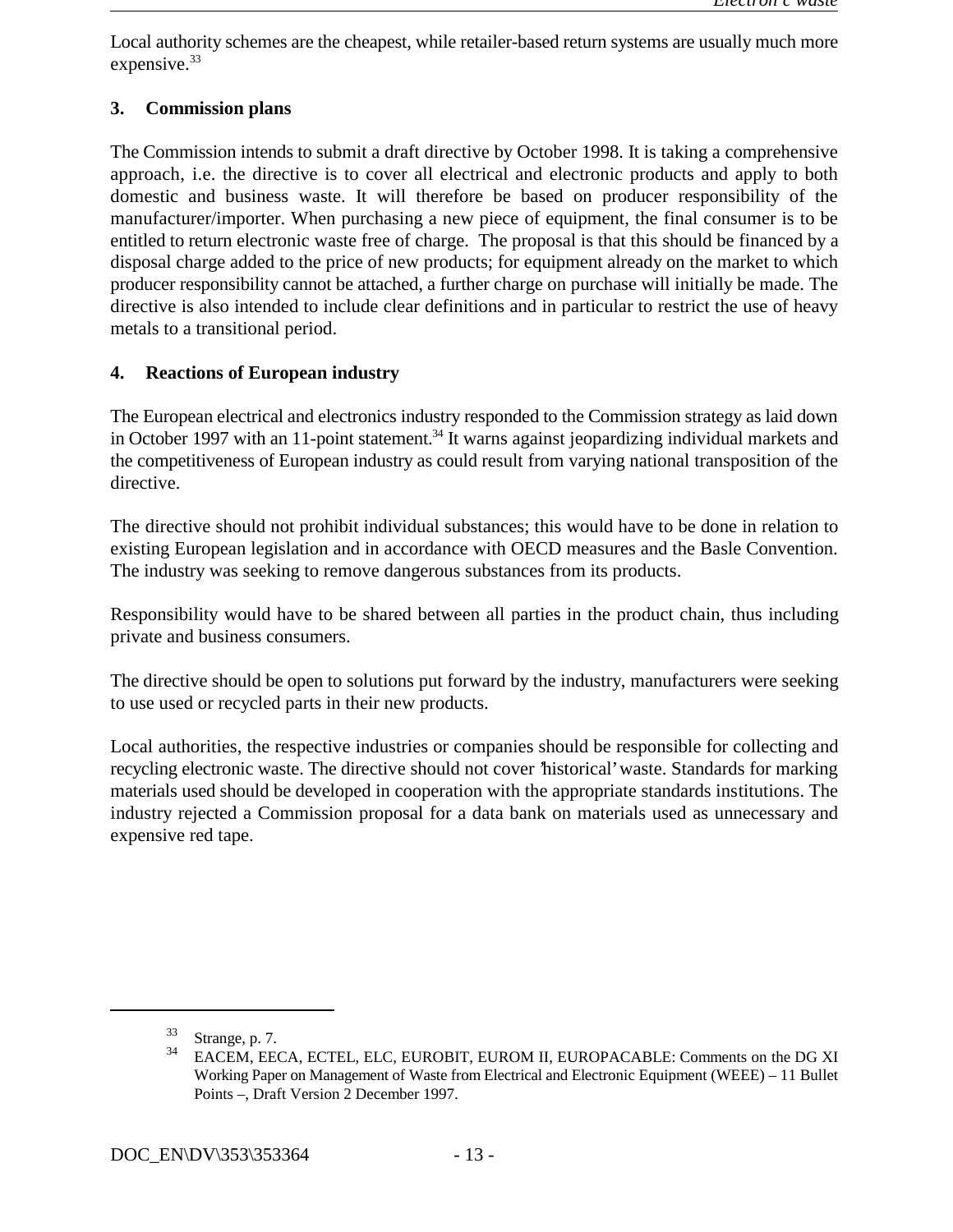Local authority schemes are the cheapest, while retailer-based return systems are usually much more expensive.[33]

## 3. Commission plans

The Commission intends to submit a draft directive by October 1998. It is taking a comprehensive approach, i.e. the directive is to cover all electrical and electronic products and apply to both domestic and business waste. It will therefore be based on producer responsibility of the manufacturer/importer. When purchasing a new piece of equipment, the final consumer is to be entitled to return electronic waste free of charge. The proposal is that this should be financed by a disposal charge added to the price of new products; for equipment already on the market to which producer responsibility cannot be attached, a further charge on purchase will initially be made. The directive is also intended to include clear definitions and in particular to restrict the use of heavy metals to a transitional period.

## 4. Reactions of European industry

The European electrical and electronics industry responded to the Commission strategy as laid down in October 1997 with an 11-point statement.[34] It warns against jeopardizing individual markets and the competitiveness of European industry as could result from varying national transposition of the directive.

The directive should not prohibit individual substances; this would have to be done in relation to existing European legislation and in accordance with OECD measures and the Basle Convention. The industry was seeking to remove dangerous substances from its products.

Responsibility would have to be shared between all parties in the product chain, thus including private and business consumers.

The directive should be open to solutions put forward by the industry, manufacturers were seeking to use used or recycled parts in their new products.

Local authorities, the respective industries or companies should be responsible for collecting and recycling electronic waste. The directive should not cover 'historical' waste. Standards for marking materials used should be developed in cooperation with the appropriate standards institutions. The industry rejected a Commission proposal for a data bank on materials used as unnecessary and expensive red tape.

---

[33] Strange, p. 7.

[34] EACEM, EECA, ECTEL, ELC, EUROBIT, EUROM II, EUROPACABLE: Comments on the DG XI Working Paper on Management of Waste from Electrical and Electronic Equipment (WEEE) – 11 Bullet Points –, Draft Version 2 December 1997.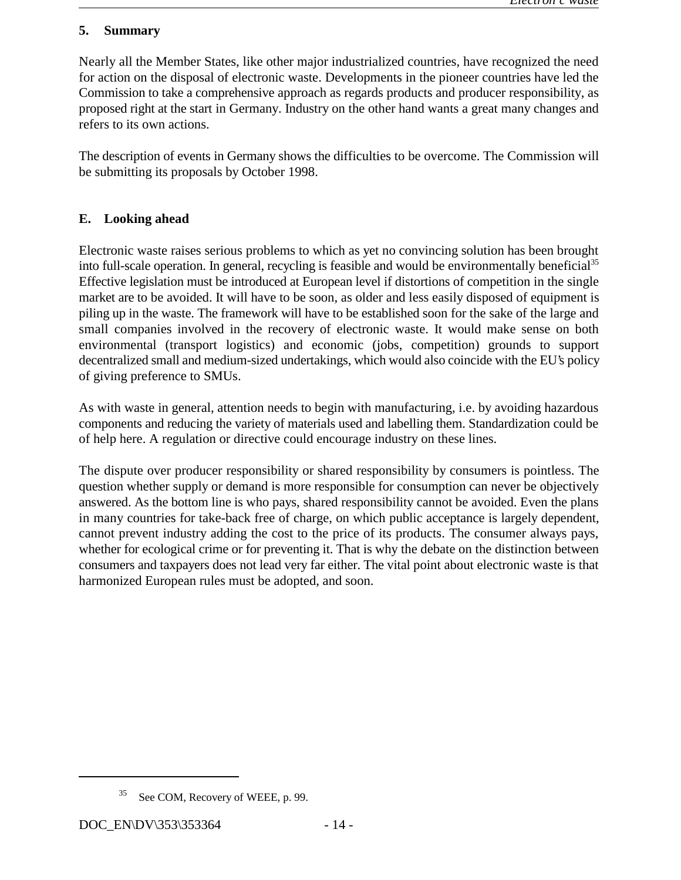## 5. Summary

Nearly all the Member States, like other major industrialized countries, have recognized the need for action on the disposal of electronic waste. Developments in the pioneer countries have led the Commission to take a comprehensive approach as regards products and producer responsibility, as proposed right at the start in Germany. Industry on the other hand wants a great many changes and refers to its own actions.

The description of events in Germany shows the difficulties to be overcome. The Commission will be submitting its proposals by October 1998.

# E. Looking ahead

Electronic waste raises serious problems to which as yet no convincing solution has been brought into full-scale operation. In general, recycling is feasible and would be environmentally beneficial[35] Effective legislation must be introduced at European level if distortions of competition in the single market are to be avoided. It will have to be soon, as older and less easily disposed of equipment is piling up in the waste. The framework will have to be established soon for the sake of the large and small companies involved in the recovery of electronic waste. It would make sense on both environmental (transport logistics) and economic (jobs, competition) grounds to support decentralized small and medium-sized undertakings, which would also coincide with the EU's policy of giving preference to SMUs.

As with waste in general, attention needs to begin with manufacturing, i.e. by avoiding hazardous components and reducing the variety of materials used and labelling them. Standardization could be of help here. A regulation or directive could encourage industry on these lines.

The dispute over producer responsibility or shared responsibility by consumers is pointless. The question whether supply or demand is more responsible for consumption can never be objectively answered. As the bottom line is who pays, shared responsibility cannot be avoided. Even the plans in many countries for take-back free of charge, on which public acceptance is largely dependent, cannot prevent industry adding the cost to the price of its products. The consumer always pays, whether for ecological crime or for preventing it. That is why the debate on the distinction between consumers and taxpayers does not lead very far either. The vital point about electronic waste is that harmonized European rules must be adopted, and soon.

---

[35] See COM, Recovery of WEEE, p. 99.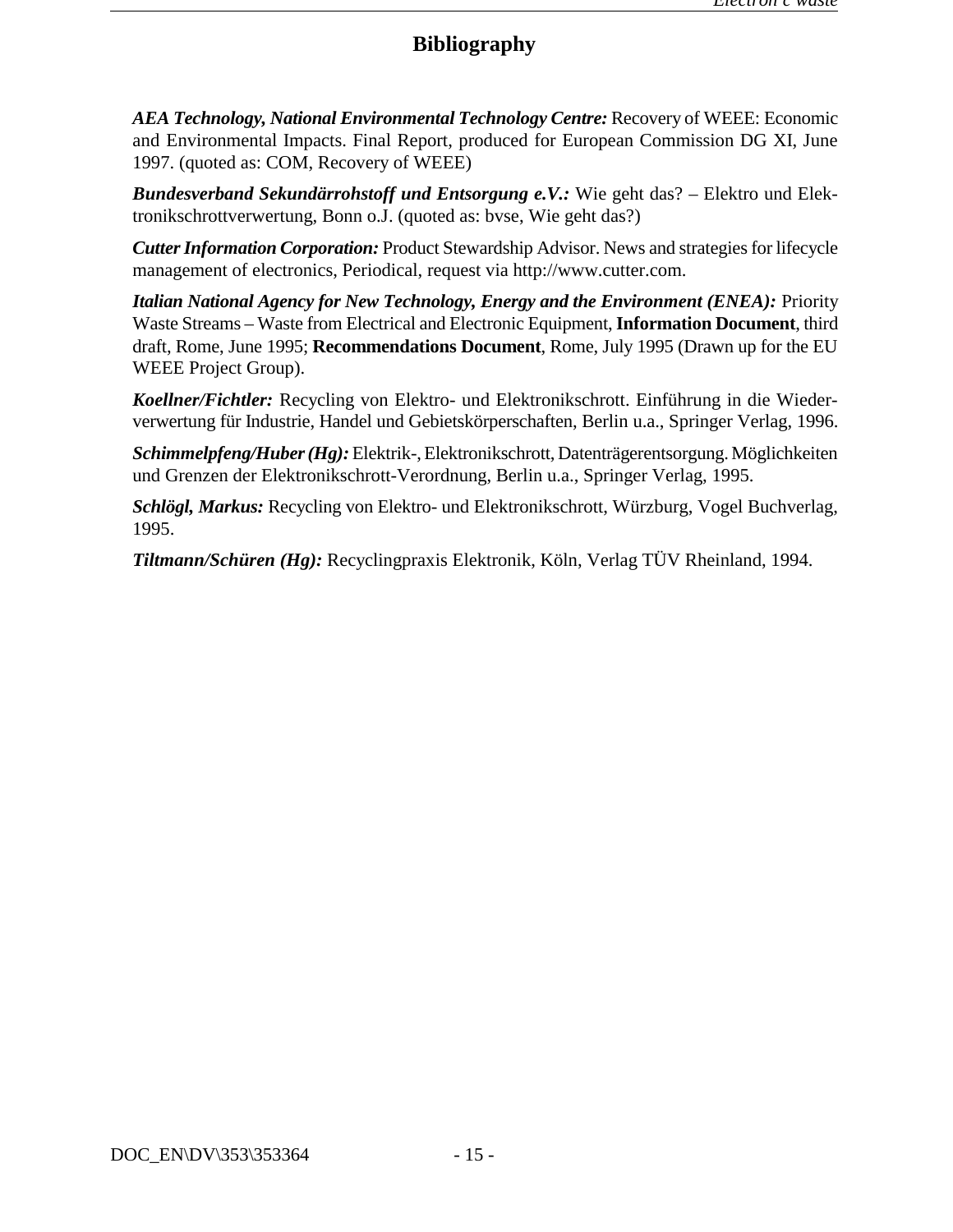# Bibliography

***AEA Technology, National Environmental Technology Centre:*** Recovery of WEEE: Economic and Environmental Impacts. Final Report, produced for European Commission DG XI, June 1997. (quoted as: COM, Recovery of WEEE)

***Bundesverband Sekundärrohstoff und Entsorgung e.V.:*** Wie geht das? – Elektro und Elektronikschrottverwertung, Bonn o.J. (quoted as: bvse, Wie geht das?)

***Cutter Information Corporation:*** Product Stewardship Advisor. News and strategies for lifecycle management of electronics, Periodical, request via http://www.cutter.com.

***Italian National Agency for New Technology, Energy and the Environment (ENEA):*** Priority Waste Streams – Waste from Electrical and Electronic Equipment, **Information Document**, third draft, Rome, June 1995; **Recommendations Document**, Rome, July 1995 (Drawn up for the EU WEEE Project Group).

***Koellner/Fichtler:*** Recycling von Elektro- und Elektronikschrott. Einführung in die Wiederverwertung für Industrie, Handel und Gebietskörperschaften, Berlin u.a., Springer Verlag, 1996.

***Schimmelpfeng/Huber (Hg):*** Elektrik-, Elektronikschrott, Datenträgerentsorgung. Möglichkeiten und Grenzen der Elektronikschrott-Verordnung, Berlin u.a., Springer Verlag, 1995.

***Schlögl, Markus:*** Recycling von Elektro- und Elektronikschrott, Würzburg, Vogel Buchverlag, 1995.

***Tiltmann/Schüren (Hg):*** Recyclingpraxis Elektronik, Köln, Verlag TÜV Rheinland, 1994.